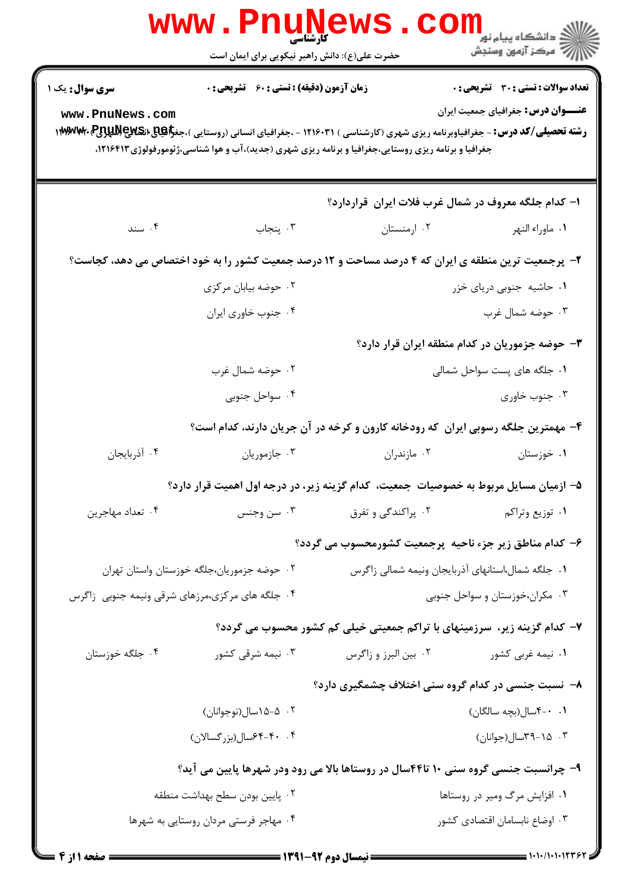کارشناسی

حضرت علی(ع): دانش راهبر نیکویی برای ایمان است

**سری سوال:** یک ۱ | **زمان آزمون (دقیقه) : تستی :** ۶۰ **تشریحی :** ۰ | **تعداد سوالات : تستی :** ۳۰ **تشریحی :** ۰

**عنـــوان درس:** جغرافیای جمعیت ایران

**رشته تحصیلی/کد درس:** - جغرافیاوبرنامه ریزی شهری (کارشناسی ) ۱۲۱۶۰۳۱ - ،جغرافیای انسانی (روستایی )،جغرافیای انسانی (شهری )، جغرافیا و برنامه ریزی روستایی،جغرافیا و برنامه ریزی شهری (جدید)،آب و هوا شناسی،ژئومورفولوژی ۱۲۱۶۴۱۳،

---

**۱- کدام جلگه معروف در شمال غرب فلات ایران قراردارد؟**

۱. ماوراء النهر
۲. ارمنستان
۳. پنجاب
۴. سند

**۲- پرجمعیت ترین منطقه ی ایران که ۴ درصد مساحت و ۱۲ درصد جمعیت کشور را به خود اختصاص می دهد، کجاست؟**

۱. حاشیه جنوبی دریای خزر
۲. حوضه بیابان مرکزی
۳. حوضه شمال غرب
۴. جنوب خاوری ایران

**۳- حوضه جزموریان در کدام منطقه ایران قرار دارد؟**

۱. جلگه های پست سواحل شمالی
۲. حوضه شمال غرب
۳. جنوب خاوری
۴. سواحل جنوبی

**۴- مهمترین جلگه رسوبی ایران که رودخانه کارون و کرخه در آن جریان دارند، کدام است؟**

۱. خوزستان
۲. مازندران
۳. جازموریان
۴. آذربایجان

**۵- ازمیان مسایل مربوط به خصوصیات جمعیت، کدام گزینه زیر، در درجه اول اهمیت قرار دارد؟**

۱. توزیع وتراکم
۲. پراکندگی و تفرق
۳. سن وجنس
۴. تعداد مهاجرین

**۶- کدام مناطق زیر جزء ناحیه پرجمعیت کشورمحسوب می گردد؟**

۱. جلگه شمال،استانهای آذربایجان ونیمه شمالی زاگرس
۲. حوضه جزموریان،جلگه خوزستان واستان تهران
۳. مکران،خوزستان و سواحل جنوبی
۴. جلگه های مرکزی،مرزهای شرقی ونیمه جنوبی زاگرس

**۷- کدام گزینه زیر، سرزمینهای با تراکم جمعیتی خیلی کم کشور محسوب می گردد؟**

۱. نیمه غربی کشور
۲. بین البرز و زاگرس
۳. نیمه شرقی کشور
۴. جلگه خوزستان

**۸- نسبت جنسی در کدام گروه سنی اختلاف چشمگیری دارد؟**

۱. ۰-۴سال(بچه سالگان)
۲. ۵-۱۵سال(نوجوانان)
۳. ۱۵-۳۹سال(جوانان)
۴. ۴۰-۶۴سال(بزرگسالان)

**۹- چرانسبت جنسی گروه سنی ۱۰ تا۴۴سال در روستاها بالا می رود ودر شهرها پایین می آید؟**

۱. افزایش مرگ ومیر در روستاها
۲. پایین بودن سطح بهداشت منطقه
۳. اوضاع نابسامان اقتصادی کشور
۴. مهاجر فرستی مردان روستایی به شهرها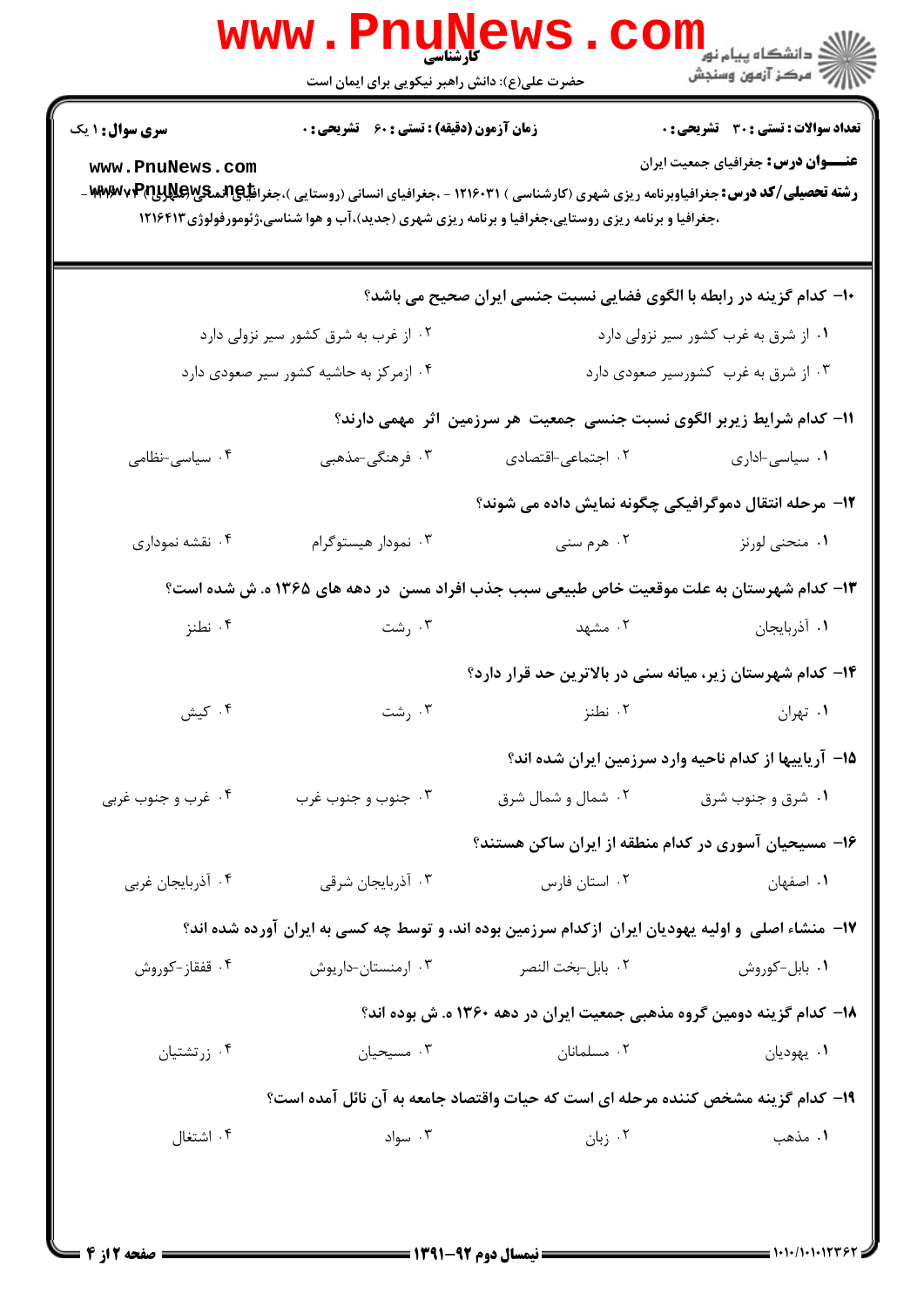**سری سوال:** ۱ یک

**زمان آزمون (دقیقه) : تستی :** ۶۰ **تشریحی :** ۰

**تعداد سوالات : تستی :** ۳۰ **تشریحی :** ۰

**عنـــوان درس:** جغرافیای جمعیت ایران

**رشته تحصیلی/کد درس:** جغرافیاوبرنامه ریزی شهری (کارشناسی ) ۱۲۱۶۰۳۱ - ،جغرافیای انسانی (روستایی )،جغرافیای انسانی (شهری) ۱۲۱۶۴۷۲ - ،جغرافیا و برنامه ریزی روستایی،جغرافیا و برنامه ریزی شهری (جدید)،آب و هوا شناسی،ژئومورفولوژی ۱۲۱۶۴۱۳

---

**۱۰- کدام گزینه در رابطه با الگوی فضایی نسبت جنسی ایران صحیح می باشد؟**

۱. از شرق به غرب کشور سیر نزولی دارد

۲. از غرب به شرق کشور سیر نزولی دارد

۳. از شرق به غرب کشورسیر صعودی دارد

۴. ازمرکز به حاشیه کشور سیر صعودی دارد

**۱۱- کدام شرایط زیربر الگوی نسبت جنسی جمعیت هر سرزمین اثر مهمی دارند؟**

۱. سیاسی-اداری

۲. اجتماعی-اقتصادی

۳. فرهنگی-مذهبی

۴. سیاسی-نظامی

**۱۲- مرحله انتقال دموگرافیکی چگونه نمایش داده می شوند؟**

۱. منحنی لورنز

۲. هرم سنی

۳. نمودار هیستوگرام

۴. نقشه نموداری

**۱۳- کدام شهرستان به علت موقعیت خاص طبیعی سبب جذب افراد مسن در دهه های ۱۳۶۵ ه. ش شده است؟**

۱. آذربایجان

۲. مشهد

۳. رشت

۴. نطنز

**۱۴- کدام شهرستان زیر، میانه سنی در بالاترین حد قرار دارد؟**

۱. تهران

۲. نطنز

۳. رشت

۴. کیش

**۱۵- آریاییها از کدام ناحیه وارد سرزمین ایران شده اند؟**

۱. شرق و جنوب شرق

۲. شمال و شمال شرق

۳. جنوب و جنوب غرب

۴. غرب و جنوب غربی

**۱۶- مسیحیان آسوری در کدام منطقه از ایران ساکن هستند؟**

۱. اصفهان

۲. استان فارس

۳. آذربایجان شرقی

۴. آذربایجان غربی

**۱۷- منشاء اصلی و اولیه یهودیان ایران ازکدام سرزمین بوده اند، و توسط چه کسی به ایران آورده شده اند؟**

۱. بابل-کوروش

۲. بابل-بخت النصر

۳. ارمنستان-داریوش

۴. قفقاز-کوروش

**۱۸- کدام گزینه دومین گروه مذهبی جمعیت ایران در دهه ۱۳۶۰ ه. ش بوده اند؟**

۱. یهودیان

۲. مسلمانان

۳. مسیحیان

۴. زرتشتیان

**۱۹- کدام گزینه مشخص کننده مرحله ای است که حیات واقتصاد جامعه به آن نائل آمده است؟**

۱. مذهب

۲. زبان

۳. سواد

۴. اشتغال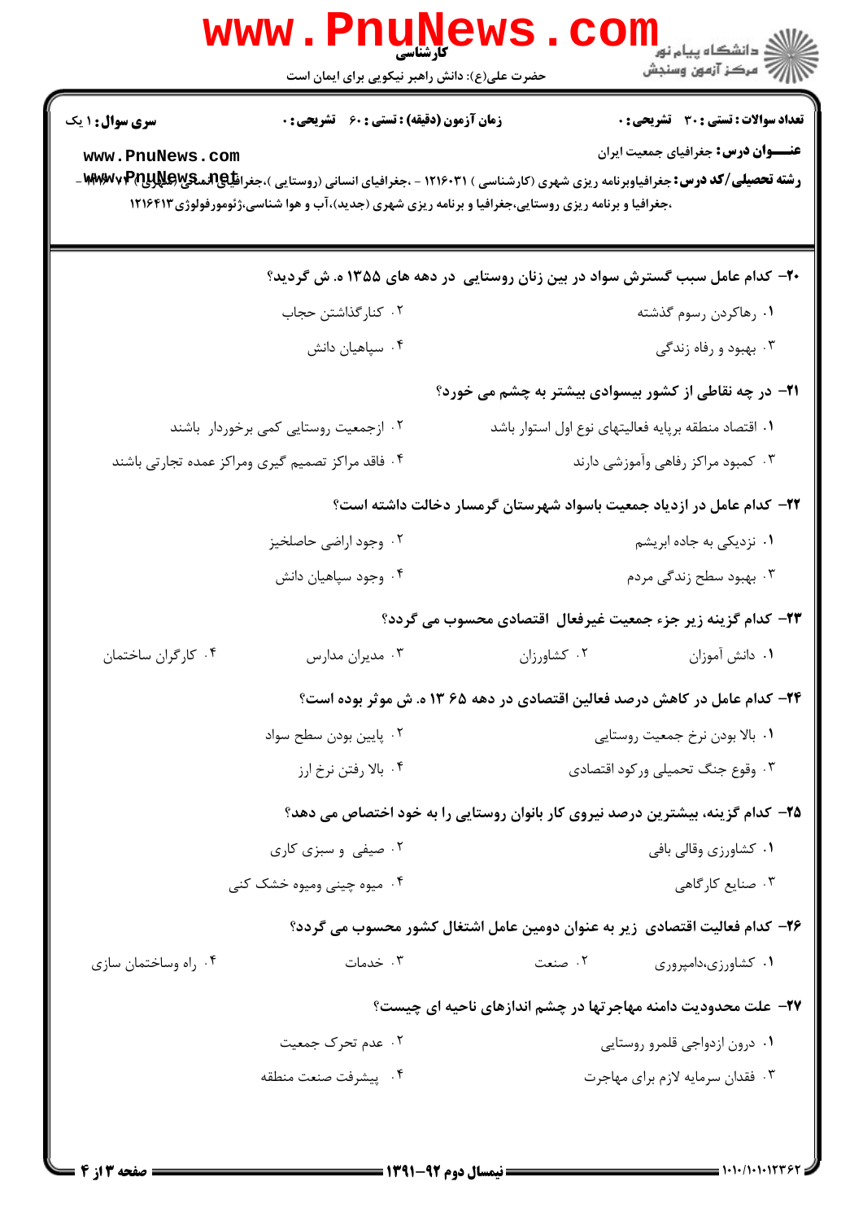**سری سوال:** ۱ یک

**زمان آزمون (دقیقه) : تستی : ۶۰ تشریحی : ۰**

**تعداد سوالات : تستی : ۳۰ تشریحی : ۰**

**عنـــوان درس:** جغرافیای جمعیت ایران

**رشته تحصیلی/کد درس:** جغرافیاوبرنامه ریزی شهری (کارشناسی ) ۱۲۱۶۰۳۱ - ،جغرافیای انسانی (روستایی )،جغرافیای انسانی (شهری) ۱۲۱۶۰۷۳ - ،جغرافیا و برنامه ریزی روستایی،جغرافیا و برنامه ریزی شهری (جدید)،آب و هوا شناسی،ژئومورفولوژی ۱۲۱۶۴۱۳

**۲۰- کدام عامل سبب گسترش سواد در بین زنان روستایی در دهه های ۱۳۵۵ ه. ش گردید؟**

۱. رهاکردن رسوم گذشته
۲. کنارگذاشتن حجاب
۳. بهبود و رفاه زندگی
۴. سپاهیان دانش

**۲۱- در چه نقاطی از کشور بیسوادی بیشتر به چشم می خورد؟**

۱. اقتصاد منطقه برپایه فعالیتهای نوع اول استوار باشد
۲. ازجمعیت روستایی کمی برخوردار باشند
۳. کمبود مراکز رفاهی وآموزشی دارند
۴. فاقد مراکز تصمیم گیری ومراکز عمده تجارتی باشند

**۲۲- کدام عامل در ازدیاد جمعیت باسواد شهرستان گرمسار دخالت داشته است؟**

۱. نزدیکی به جاده ابریشم
۲. وجود اراضی حاصلخیز
۳. بهبود سطح زندگی مردم
۴. وجود سپاهیان دانش

**۲۳- کدام گزینه زیر جزء جمعیت غیرفعال اقتصادی محسوب می گردد؟**

۱. دانش آموزان
۲. کشاورزان
۳. مدیران مدارس
۴. کارگران ساختمان

**۲۴- کدام عامل در کاهش درصد فعالین اقتصادی در دهه ۶۵ ۱۳ ه. ش موثر بوده است؟**

۱. بالا بودن نرخ جمعیت روستایی
۲. پایین بودن سطح سواد
۳. وقوع جنگ تحمیلی ورکود اقتصادی
۴. بالا رفتن نرخ ارز

**۲۵- کدام گزینه، بیشترین درصد نیروی کار بانوان روستایی را به خود اختصاص می دهد؟**

۱. کشاورزی وقالی بافی
۲. صیفی و سبزی کاری
۳. صنایع کارگاهی
۴. میوه چینی ومیوه خشک کنی

**۲۶- کدام فعالیت اقتصادی زیر به عنوان دومین عامل اشتغال کشور محسوب می گردد؟**

۱. کشاورزی،دامپروری
۲. صنعت
۳. خدمات
۴. راه وساختمان سازی

**۲۷- علت محدودیت دامنه مهاجرتها در چشم اندازهای ناحیه ای چیست؟**

۱. درون ازدواجی قلمرو روستایی
۲. عدم تحرک جمعیت
۳. فقدان سرمایه لازم برای مهاجرت
۴. پیشرفت صنعت منطقه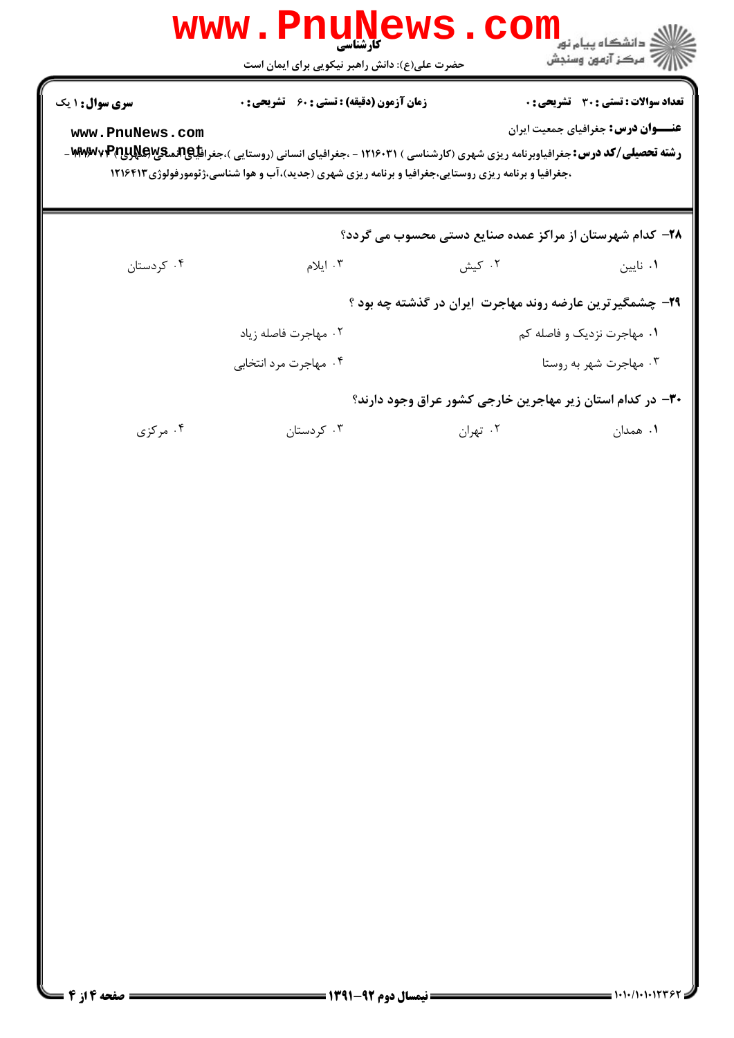**تعداد سوالات : تستی : ۳۰   تشریحی : ۰**　　**زمان آزمون (دقیقه) : تستی : ۶۰   تشریحی : ۰**　　**سری سوال : ۱ یک**

**عنــــوان درس:** جغرافیای جمعیت ایران

**رشته تحصیلی/کد درس:** جغرافیاوبرنامه ریزی شهری (کارشناسی ) ۱۲۱۶۰۳۱ - ،جغرافیای انسانی (روستایی )،جغرافیای انسانی (شهری) ۱۲۱۶۰۷۴ - ،جغرافیا و برنامه ریزی روستایی،جغرافیا و برنامه ریزی شهری (جدید)،آب و هوا شناسی،ژئومورفولوژی ۱۲۱۶۴۱۳

۲۸- کدام شهرستان از مراکز عمده صنایع دستی محسوب می گردد؟

۱. نایین　　۲. کیش　　۳. ایلام　　۴. کردستان

۲۹- چشمگیرترین عارضه روند مهاجرت ایران در گذشته چه بود ؟

۱. مهاجرت نزدیک و فاصله کم　　۲. مهاجرت فاصله زیاد

۳. مهاجرت شهر به روستا　　۴. مهاجرت مرد انتخابی

۳۰- در کدام استان زیر مهاجرین خارجی کشور عراق وجود دارند؟

۱. همدان　　۲. تهران　　۳. کردستان　　۴. مرکزی